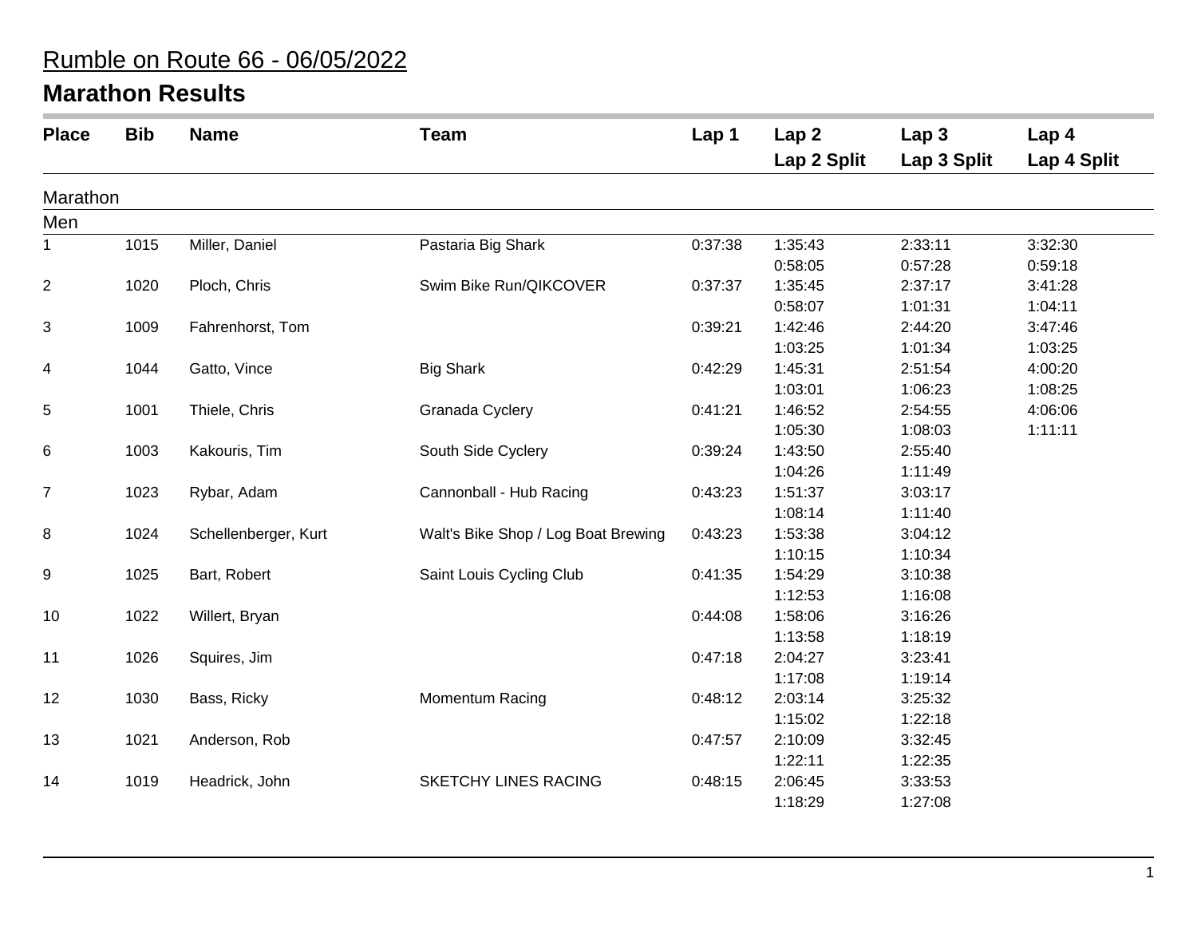# Rumble on Route 66 - 06/05/2022

## Marathon Results

| Place | Bib | Name | Team | Lap 1 | Lap 2<br>Lap 2 Split | Lap 3<br>Lap 3 Split | Lap 4<br>Lap 4 Split |
|---|---|---|---|---|---|---|---|
| **Marathon** | | | | | | | |
| **Men** | | | | | | | |
| 1 | 1015 | Miller, Daniel | Pastaria Big Shark | 0:37:38 | 1:35:43<br>0:58:05 | 2:33:11<br>0:57:28 | 3:32:30<br>0:59:18 |
| 2 | 1020 | Ploch, Chris | Swim Bike Run/QIKCOVER | 0:37:37 | 1:35:45<br>0:58:07 | 2:37:17<br>1:01:31 | 3:41:28<br>1:04:11 |
| 3 | 1009 | Fahrenhorst, Tom | | 0:39:21 | 1:42:46<br>1:03:25 | 2:44:20<br>1:01:34 | 3:47:46<br>1:03:25 |
| 4 | 1044 | Gatto, Vince | Big Shark | 0:42:29 | 1:45:31<br>1:03:01 | 2:51:54<br>1:06:23 | 4:00:20<br>1:08:25 |
| 5 | 1001 | Thiele, Chris | Granada Cyclery | 0:41:21 | 1:46:52<br>1:05:30 | 2:54:55<br>1:08:03 | 4:06:06<br>1:11:11 |
| 6 | 1003 | Kakouris, Tim | South Side Cyclery | 0:39:24 | 1:43:50<br>1:04:26 | 2:55:40<br>1:11:49 | |
| 7 | 1023 | Rybar, Adam | Cannonball - Hub Racing | 0:43:23 | 1:51:37<br>1:08:14 | 3:03:17<br>1:11:40 | |
| 8 | 1024 | Schellenberger, Kurt | Walt's Bike Shop / Log Boat Brewing | 0:43:23 | 1:53:38<br>1:10:15 | 3:04:12<br>1:10:34 | |
| 9 | 1025 | Bart, Robert | Saint Louis Cycling Club | 0:41:35 | 1:54:29<br>1:12:53 | 3:10:38<br>1:16:08 | |
| 10 | 1022 | Willert, Bryan | | 0:44:08 | 1:58:06<br>1:13:58 | 3:16:26<br>1:18:19 | |
| 11 | 1026 | Squires, Jim | | 0:47:18 | 2:04:27<br>1:17:08 | 3:23:41<br>1:19:14 | |
| 12 | 1030 | Bass, Ricky | Momentum Racing | 0:48:12 | 2:03:14<br>1:15:02 | 3:25:32<br>1:22:18 | |
| 13 | 1021 | Anderson, Rob | | 0:47:57 | 2:10:09<br>1:22:11 | 3:32:45<br>1:22:35 | |
| 14 | 1019 | Headrick, John | SKETCHY LINES RACING | 0:48:15 | 2:06:45<br>1:18:29 | 3:33:53<br>1:27:08 | |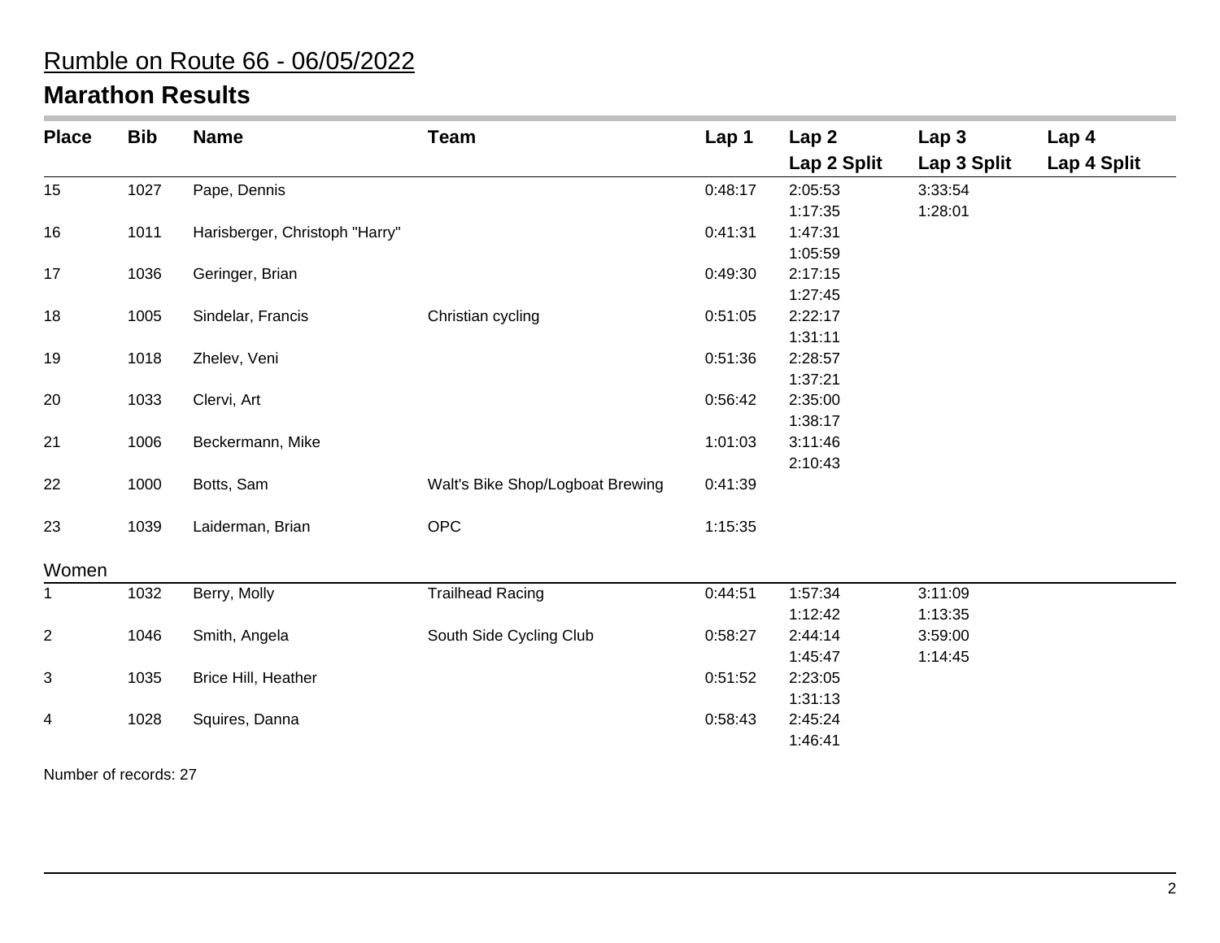# Rumble on Route 66 - 06/05/2022

## Marathon Results

| Place | Bib | Name | Team | Lap 1 | Lap 2<br>Lap 2 Split | Lap 3<br>Lap 3 Split | Lap 4<br>Lap 4 Split |
|---|---|---|---|---|---|---|---|
| 15 | 1027 | Pape, Dennis | | 0:48:17 | 2:05:53<br>1:17:35 | 3:33:54<br>1:28:01 | |
| 16 | 1011 | Harisberger, Christoph "Harry" | | 0:41:31 | 1:47:31<br>1:05:59 | | |
| 17 | 1036 | Geringer, Brian | | 0:49:30 | 2:17:15<br>1:27:45 | | |
| 18 | 1005 | Sindelar, Francis | Christian cycling | 0:51:05 | 2:22:17<br>1:31:11 | | |
| 19 | 1018 | Zhelev, Veni | | 0:51:36 | 2:28:57<br>1:37:21 | | |
| 20 | 1033 | Clervi, Art | | 0:56:42 | 2:35:00<br>1:38:17 | | |
| 21 | 1006 | Beckermann, Mike | | 1:01:03 | 3:11:46<br>2:10:43 | | |
| 22 | 1000 | Botts, Sam | Walt's Bike Shop/Logboat Brewing | 0:41:39 | | | |
| 23 | 1039 | Laiderman, Brian | OPC | 1:15:35 | | | |

Women

| Place | Bib | Name | Team | Lap 1 | Lap 2<br>Lap 2 Split | Lap 3<br>Lap 3 Split | Lap 4<br>Lap 4 Split |
|---|---|---|---|---|---|---|---|
| 1 | 1032 | Berry, Molly | Trailhead Racing | 0:44:51 | 1:57:34<br>1:12:42 | 3:11:09<br>1:13:35 | |
| 2 | 1046 | Smith, Angela | South Side Cycling Club | 0:58:27 | 2:44:14<br>1:45:47 | 3:59:00<br>1:14:45 | |
| 3 | 1035 | Brice Hill, Heather | | 0:51:52 | 2:23:05<br>1:31:13 | | |
| 4 | 1028 | Squires, Danna | | 0:58:43 | 2:45:24<br>1:46:41 | | |

Number of records: 27